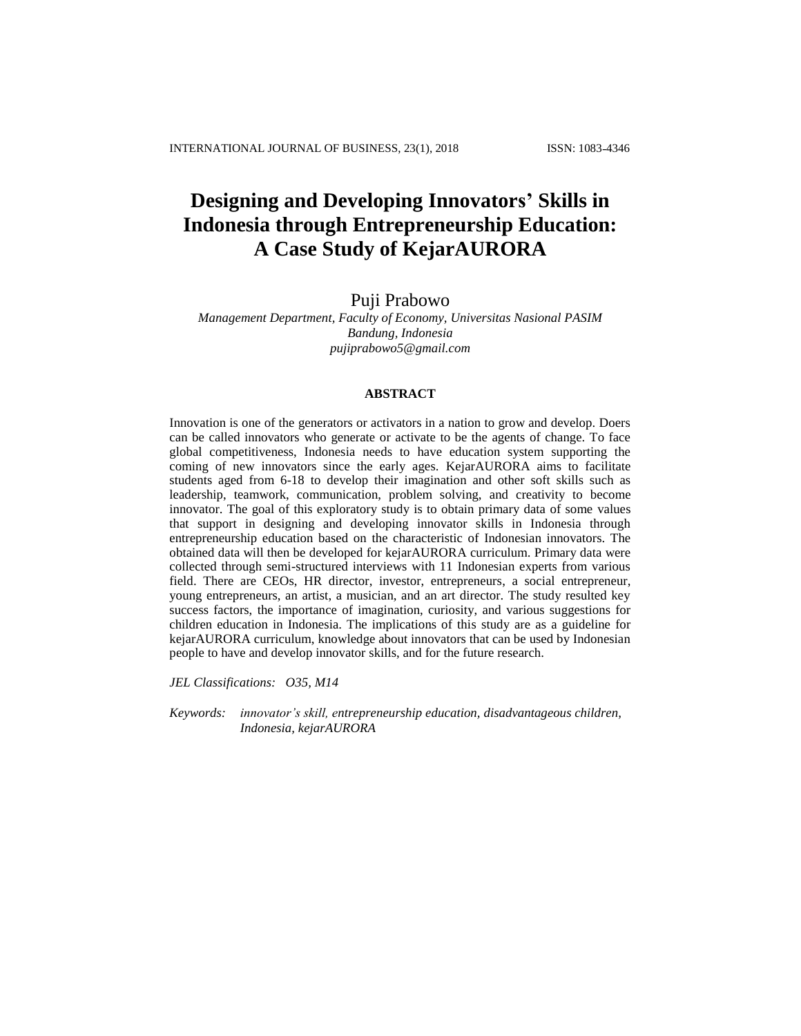# Designing and Developing Innovators' Skills in Indonesia through Entrepreneurship Education: A Case Study of KejarAURORA

Puji Prabowo

*Management Department, Faculty of Economy, Universitas Nasional PASIM*
*Bandung, Indonesia*
*pujiprabowo5@gmail.com*

## ABSTRACT

Innovation is one of the generators or activators in a nation to grow and develop. Doers can be called innovators who generate or activate to be the agents of change. To face global competitiveness, Indonesia needs to have education system supporting the coming of new innovators since the early ages. KejarAURORA aims to facilitate students aged from 6-18 to develop their imagination and other soft skills such as leadership, teamwork, communication, problem solving, and creativity to become innovator. The goal of this exploratory study is to obtain primary data of some values that support in designing and developing innovator skills in Indonesia through entrepreneurship education based on the characteristic of Indonesian innovators. The obtained data will then be developed for kejarAURORA curriculum. Primary data were collected through semi-structured interviews with 11 Indonesian experts from various field. There are CEOs, HR director, investor, entrepreneurs, a social entrepreneur, young entrepreneurs, an artist, a musician, and an art director. The study resulted key success factors, the importance of imagination, curiosity, and various suggestions for children education in Indonesia. The implications of this study are as a guideline for kejarAURORA curriculum, knowledge about innovators that can be used by Indonesian people to have and develop innovator skills, and for the future research.

*JEL Classifications:* *O35, M14*

*Keywords:* *innovator's skill, entrepreneurship education, disadvantageous children, Indonesia, kejarAURORA*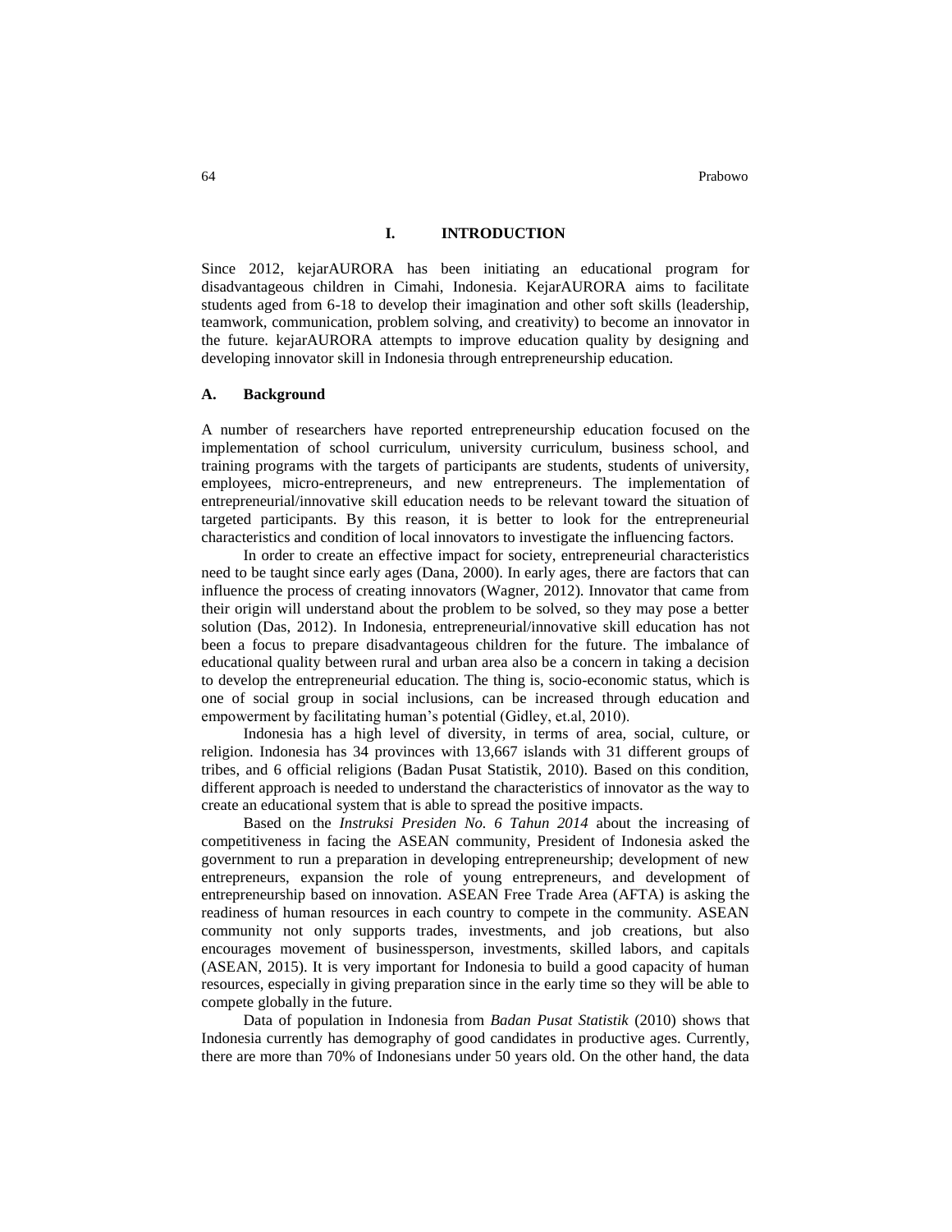# I. INTRODUCTION

Since 2012, kejarAURORA has been initiating an educational program for disadvantageous children in Cimahi, Indonesia. KejarAURORA aims to facilitate students aged from 6-18 to develop their imagination and other soft skills (leadership, teamwork, communication, problem solving, and creativity) to become an innovator in the future. kejarAURORA attempts to improve education quality by designing and developing innovator skill in Indonesia through entrepreneurship education.

## A. Background

A number of researchers have reported entrepreneurship education focused on the implementation of school curriculum, university curriculum, business school, and training programs with the targets of participants are students, students of university, employees, micro-entrepreneurs, and new entrepreneurs. The implementation of entrepreneurial/innovative skill education needs to be relevant toward the situation of targeted participants. By this reason, it is better to look for the entrepreneurial characteristics and condition of local innovators to investigate the influencing factors.

In order to create an effective impact for society, entrepreneurial characteristics need to be taught since early ages (Dana, 2000). In early ages, there are factors that can influence the process of creating innovators (Wagner, 2012). Innovator that came from their origin will understand about the problem to be solved, so they may pose a better solution (Das, 2012). In Indonesia, entrepreneurial/innovative skill education has not been a focus to prepare disadvantageous children for the future. The imbalance of educational quality between rural and urban area also be a concern in taking a decision to develop the entrepreneurial education. The thing is, socio-economic status, which is one of social group in social inclusions, can be increased through education and empowerment by facilitating human's potential (Gidley, et.al, 2010).

Indonesia has a high level of diversity, in terms of area, social, culture, or religion. Indonesia has 34 provinces with 13,667 islands with 31 different groups of tribes, and 6 official religions (Badan Pusat Statistik, 2010). Based on this condition, different approach is needed to understand the characteristics of innovator as the way to create an educational system that is able to spread the positive impacts.

Based on the *Instruksi Presiden No. 6 Tahun 2014* about the increasing of competitiveness in facing the ASEAN community, President of Indonesia asked the government to run a preparation in developing entrepreneurship; development of new entrepreneurs, expansion the role of young entrepreneurs, and development of entrepreneurship based on innovation. ASEAN Free Trade Area (AFTA) is asking the readiness of human resources in each country to compete in the community. ASEAN community not only supports trades, investments, and job creations, but also encourages movement of businessperson, investments, skilled labors, and capitals (ASEAN, 2015). It is very important for Indonesia to build a good capacity of human resources, especially in giving preparation since in the early time so they will be able to compete globally in the future.

Data of population in Indonesia from *Badan Pusat Statistik* (2010) shows that Indonesia currently has demography of good candidates in productive ages. Currently, there are more than 70% of Indonesians under 50 years old. On the other hand, the data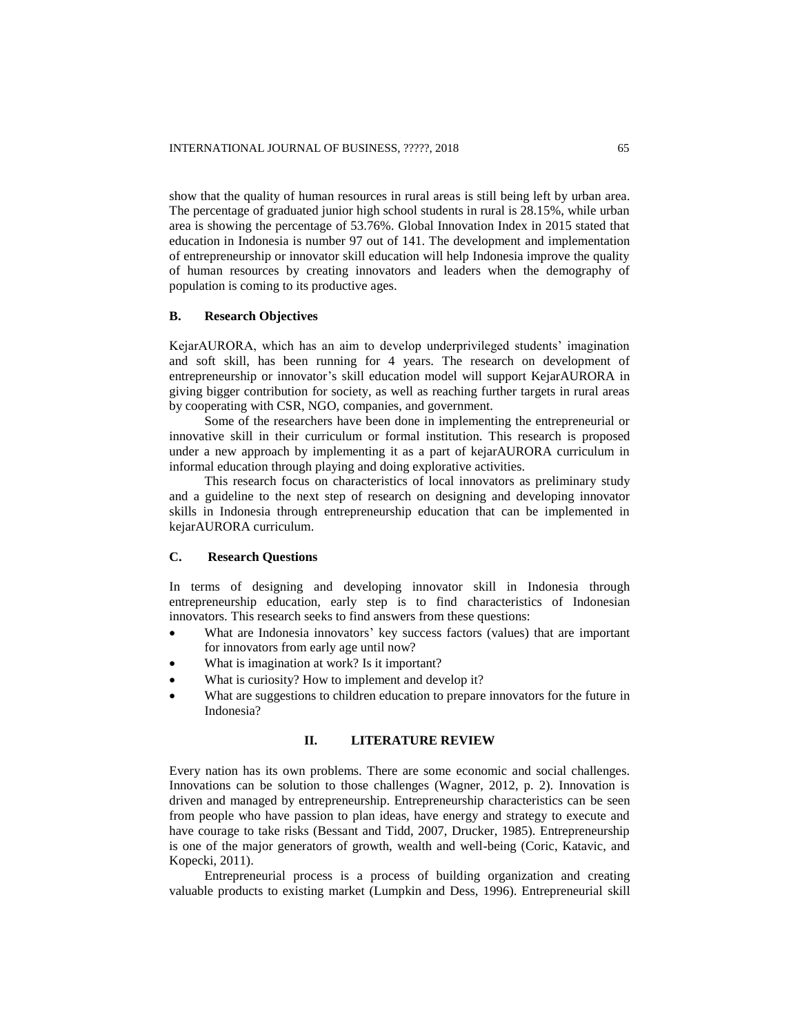show that the quality of human resources in rural areas is still being left by urban area. The percentage of graduated junior high school students in rural is 28.15%, while urban area is showing the percentage of 53.76%. Global Innovation Index in 2015 stated that education in Indonesia is number 97 out of 141. The development and implementation of entrepreneurship or innovator skill education will help Indonesia improve the quality of human resources by creating innovators and leaders when the demography of population is coming to its productive ages.

### B. Research Objectives

KejarAURORA, which has an aim to develop underprivileged students' imagination and soft skill, has been running for 4 years. The research on development of entrepreneurship or innovator's skill education model will support KejarAURORA in giving bigger contribution for society, as well as reaching further targets in rural areas by cooperating with CSR, NGO, companies, and government.

Some of the researchers have been done in implementing the entrepreneurial or innovative skill in their curriculum or formal institution. This research is proposed under a new approach by implementing it as a part of kejarAURORA curriculum in informal education through playing and doing explorative activities.

This research focus on characteristics of local innovators as preliminary study and a guideline to the next step of research on designing and developing innovator skills in Indonesia through entrepreneurship education that can be implemented in kejarAURORA curriculum.

### C. Research Questions

In terms of designing and developing innovator skill in Indonesia through entrepreneurship education, early step is to find characteristics of Indonesian innovators. This research seeks to find answers from these questions:

- What are Indonesia innovators' key success factors (values) that are important for innovators from early age until now?
- What is imagination at work? Is it important?
- What is curiosity? How to implement and develop it?
- What are suggestions to children education to prepare innovators for the future in Indonesia?

## II. LITERATURE REVIEW

Every nation has its own problems. There are some economic and social challenges. Innovations can be solution to those challenges (Wagner, 2012, p. 2). Innovation is driven and managed by entrepreneurship. Entrepreneurship characteristics can be seen from people who have passion to plan ideas, have energy and strategy to execute and have courage to take risks (Bessant and Tidd, 2007, Drucker, 1985). Entrepreneurship is one of the major generators of growth, wealth and well-being (Coric, Katavic, and Kopecki, 2011).

Entrepreneurial process is a process of building organization and creating valuable products to existing market (Lumpkin and Dess, 1996). Entrepreneurial skill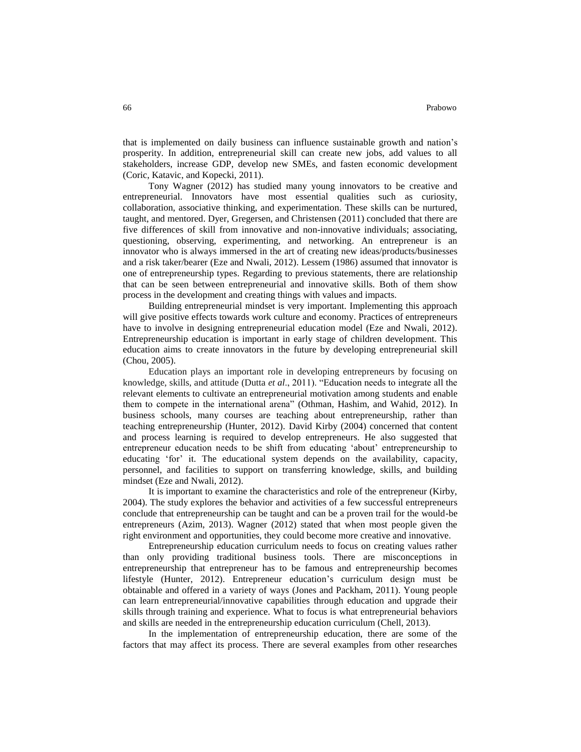that is implemented on daily business can influence sustainable growth and nation's prosperity. In addition, entrepreneurial skill can create new jobs, add values to all stakeholders, increase GDP, develop new SMEs, and fasten economic development (Coric, Katavic, and Kopecki, 2011).

Tony Wagner (2012) has studied many young innovators to be creative and entrepreneurial. Innovators have most essential qualities such as curiosity, collaboration, associative thinking, and experimentation. These skills can be nurtured, taught, and mentored. Dyer, Gregersen, and Christensen (2011) concluded that there are five differences of skill from innovative and non-innovative individuals; associating, questioning, observing, experimenting, and networking. An entrepreneur is an innovator who is always immersed in the art of creating new ideas/products/businesses and a risk taker/bearer (Eze and Nwali, 2012). Lessem (1986) assumed that innovator is one of entrepreneurship types. Regarding to previous statements, there are relationship that can be seen between entrepreneurial and innovative skills. Both of them show process in the development and creating things with values and impacts.

Building entrepreneurial mindset is very important. Implementing this approach will give positive effects towards work culture and economy. Practices of entrepreneurs have to involve in designing entrepreneurial education model (Eze and Nwali, 2012). Entrepreneurship education is important in early stage of children development. This education aims to create innovators in the future by developing entrepreneurial skill (Chou, 2005).

Education plays an important role in developing entrepreneurs by focusing on knowledge, skills, and attitude (Dutta *et al*., 2011). "Education needs to integrate all the relevant elements to cultivate an entrepreneurial motivation among students and enable them to compete in the international arena" (Othman, Hashim, and Wahid, 2012). In business schools, many courses are teaching about entrepreneurship, rather than teaching entrepreneurship (Hunter, 2012). David Kirby (2004) concerned that content and process learning is required to develop entrepreneurs. He also suggested that entrepreneur education needs to be shift from educating 'about' entrepreneurship to educating 'for' it. The educational system depends on the availability, capacity, personnel, and facilities to support on transferring knowledge, skills, and building mindset (Eze and Nwali, 2012).

It is important to examine the characteristics and role of the entrepreneur (Kirby, 2004). The study explores the behavior and activities of a few successful entrepreneurs conclude that entrepreneurship can be taught and can be a proven trail for the would-be entrepreneurs (Azim, 2013). Wagner (2012) stated that when most people given the right environment and opportunities, they could become more creative and innovative.

Entrepreneurship education curriculum needs to focus on creating values rather than only providing traditional business tools. There are misconceptions in entrepreneurship that entrepreneur has to be famous and entrepreneurship becomes lifestyle (Hunter, 2012). Entrepreneur education's curriculum design must be obtainable and offered in a variety of ways (Jones and Packham, 2011). Young people can learn entrepreneurial/innovative capabilities through education and upgrade their skills through training and experience. What to focus is what entrepreneurial behaviors and skills are needed in the entrepreneurship education curriculum (Chell, 2013).

In the implementation of entrepreneurship education, there are some of the factors that may affect its process. There are several examples from other researches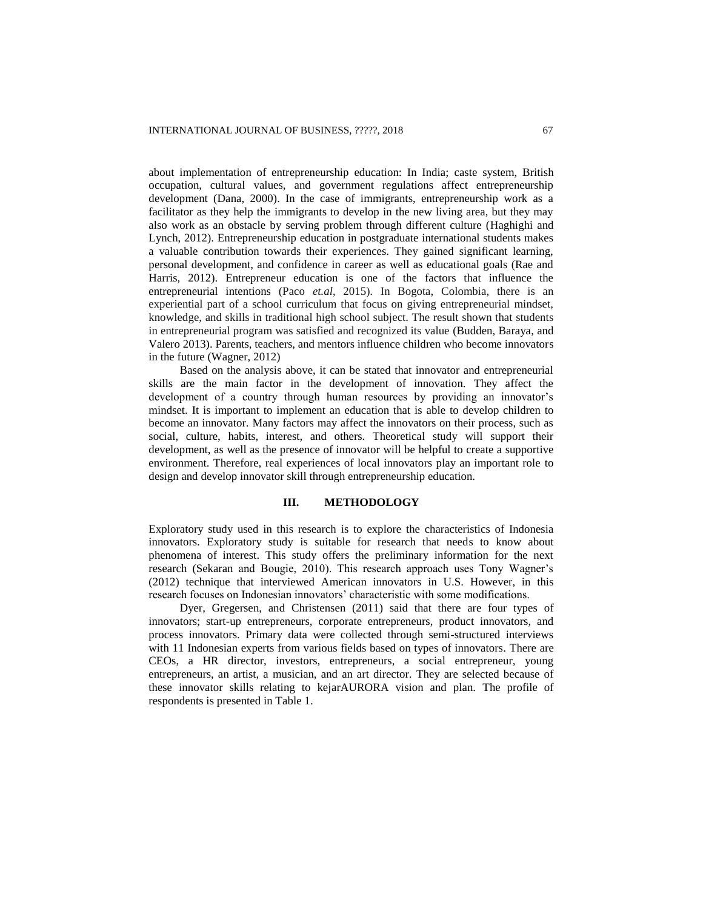about implementation of entrepreneurship education: In India; caste system, British occupation, cultural values, and government regulations affect entrepreneurship development (Dana, 2000). In the case of immigrants, entrepreneurship work as a facilitator as they help the immigrants to develop in the new living area, but they may also work as an obstacle by serving problem through different culture (Haghighi and Lynch, 2012). Entrepreneurship education in postgraduate international students makes a valuable contribution towards their experiences. They gained significant learning, personal development, and confidence in career as well as educational goals (Rae and Harris, 2012). Entrepreneur education is one of the factors that influence the entrepreneurial intentions (Paco *et.al*, 2015). In Bogota, Colombia, there is an experiential part of a school curriculum that focus on giving entrepreneurial mindset, knowledge, and skills in traditional high school subject. The result shown that students in entrepreneurial program was satisfied and recognized its value (Budden, Baraya, and Valero 2013). Parents, teachers, and mentors influence children who become innovators in the future (Wagner, 2012)

Based on the analysis above, it can be stated that innovator and entrepreneurial skills are the main factor in the development of innovation. They affect the development of a country through human resources by providing an innovator's mindset. It is important to implement an education that is able to develop children to become an innovator. Many factors may affect the innovators on their process, such as social, culture, habits, interest, and others. Theoretical study will support their development, as well as the presence of innovator will be helpful to create a supportive environment. Therefore, real experiences of local innovators play an important role to design and develop innovator skill through entrepreneurship education.

## III. METHODOLOGY

Exploratory study used in this research is to explore the characteristics of Indonesia innovators. Exploratory study is suitable for research that needs to know about phenomena of interest. This study offers the preliminary information for the next research (Sekaran and Bougie, 2010). This research approach uses Tony Wagner's (2012) technique that interviewed American innovators in U.S. However, in this research focuses on Indonesian innovators' characteristic with some modifications.

Dyer, Gregersen, and Christensen (2011) said that there are four types of innovators; start-up entrepreneurs, corporate entrepreneurs, product innovators, and process innovators. Primary data were collected through semi-structured interviews with 11 Indonesian experts from various fields based on types of innovators. There are CEOs, a HR director, investors, entrepreneurs, a social entrepreneur, young entrepreneurs, an artist, a musician, and an art director. They are selected because of these innovator skills relating to kejarAURORA vision and plan. The profile of respondents is presented in Table 1.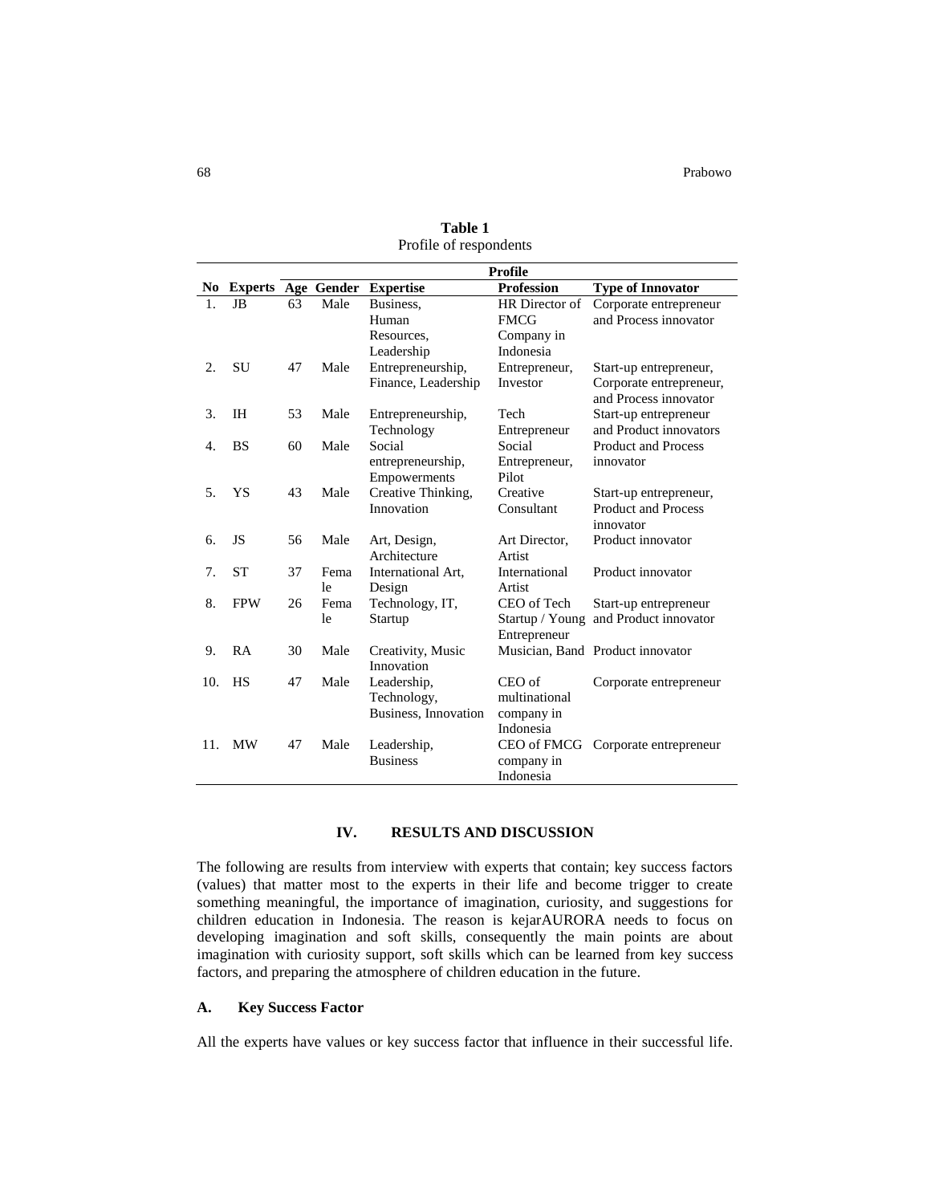**Table 1**
Profile of respondents

| No | Experts | Age | Gender | Expertise | Profession | Type of Innovator |
|---|---|---|---|---|---|---|
| | | | | Profile | | |
| 1. | JB | 63 | Male | Business, Human Resources, Leadership | HR Director of FMCG Company in Indonesia | Corporate entrepreneur and Process innovator |
| 2. | SU | 47 | Male | Entrepreneurship, Finance, Leadership | Entrepreneur, Investor | Start-up entrepreneur, Corporate entrepreneur, and Process innovator |
| 3. | IH | 53 | Male | Entrepreneurship, Technology | Tech Entrepreneur | Start-up entrepreneur and Product innovators |
| 4. | BS | 60 | Male | Social entrepreneurship, Empowerments | Social Entrepreneur, Pilot | Product and Process innovator |
| 5. | YS | 43 | Male | Creative Thinking, Innovation | Creative Consultant | Start-up entrepreneur, Product and Process innovator |
| 6. | JS | 56 | Male | Art, Design, Architecture | Art Director, Artist | Product innovator |
| 7. | ST | 37 | Female | International Art, Design | International Artist | Product innovator |
| 8. | FPW | 26 | Female | Technology, IT, Startup | CEO of Tech Startup / Young Entrepreneur | Start-up entrepreneur and Product innovator |
| 9. | RA | 30 | Male | Creativity, Music Innovation | Musician, Band | Product innovator |
| 10. | HS | 47 | Male | Leadership, Technology, Business, Innovation | CEO of multinational company in Indonesia | Corporate entrepreneur |
| 11. | MW | 47 | Male | Leadership, Business | CEO of FMCG company in Indonesia | Corporate entrepreneur |

## IV. RESULTS AND DISCUSSION

The following are results from interview with experts that contain; key success factors (values) that matter most to the experts in their life and become trigger to create something meaningful, the importance of imagination, curiosity, and suggestions for children education in Indonesia. The reason is kejarAURORA needs to focus on developing imagination and soft skills, consequently the main points are about imagination with curiosity support, soft skills which can be learned from key success factors, and preparing the atmosphere of children education in the future.

### A. Key Success Factor

All the experts have values or key success factor that influence in their successful life.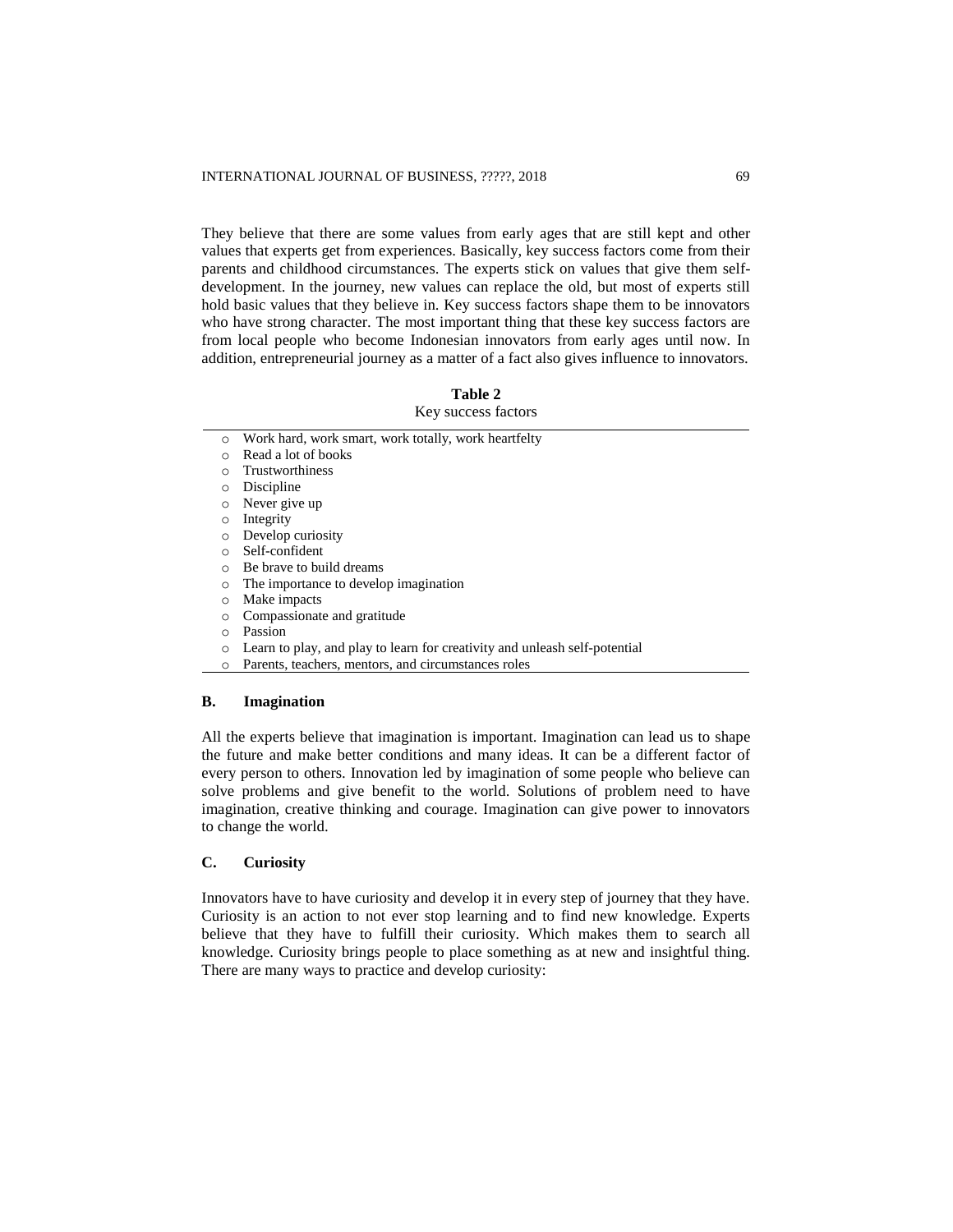They believe that there are some values from early ages that are still kept and other values that experts get from experiences. Basically, key success factors come from their parents and childhood circumstances. The experts stick on values that give them self-development. In the journey, new values can replace the old, but most of experts still hold basic values that they believe in. Key success factors shape them to be innovators who have strong character. The most important thing that these key success factors are from local people who become Indonesian innovators from early ages until now. In addition, entrepreneurial journey as a matter of a fact also gives influence to innovators.

**Table 2**

Key success factors

- Work hard, work smart, work totally, work heartfelty
- Read a lot of books
- Trustworthiness
- Discipline
- Never give up
- Integrity
- Develop curiosity
- Self-confident
- Be brave to build dreams
- The importance to develop imagination
- Make impacts
- Compassionate and gratitude
- Passion
- Learn to play, and play to learn for creativity and unleash self-potential
- Parents, teachers, mentors, and circumstances roles

## B. Imagination

All the experts believe that imagination is important. Imagination can lead us to shape the future and make better conditions and many ideas. It can be a different factor of every person to others. Innovation led by imagination of some people who believe can solve problems and give benefit to the world. Solutions of problem need to have imagination, creative thinking and courage. Imagination can give power to innovators to change the world.

## C. Curiosity

Innovators have to have curiosity and develop it in every step of journey that they have. Curiosity is an action to not ever stop learning and to find new knowledge. Experts believe that they have to fulfill their curiosity. Which makes them to search all knowledge. Curiosity brings people to place something as at new and insightful thing. There are many ways to practice and develop curiosity: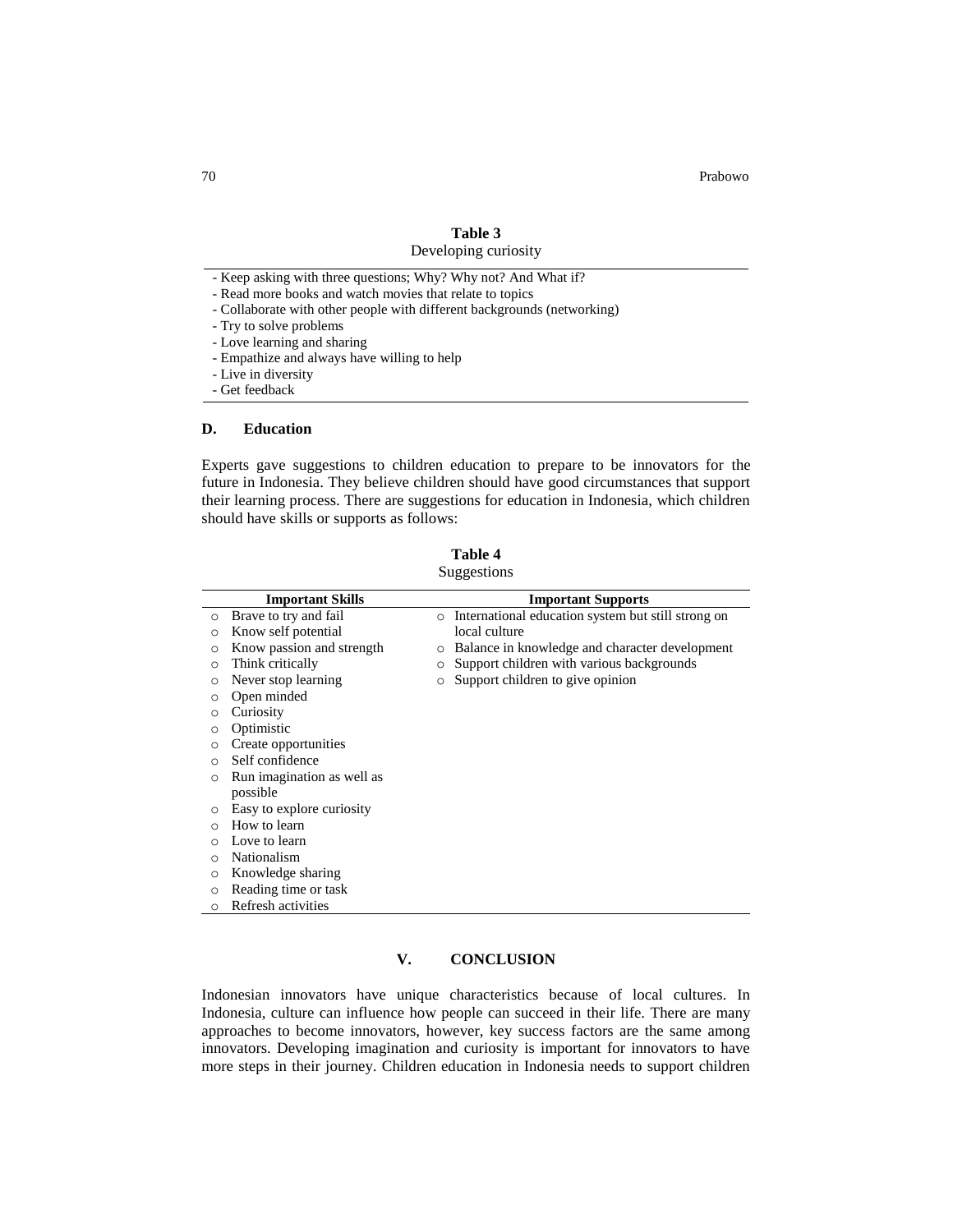**Table 3**
Developing curiosity

| |
|---|
| - Keep asking with three questions; Why? Why not? And What if? |
| - Read more books and watch movies that relate to topics |
| - Collaborate with other people with different backgrounds (networking) |
| - Try to solve problems |
| - Love learning and sharing |
| - Empathize and always have willing to help |
| - Live in diversity |
| - Get feedback |

### D. Education

Experts gave suggestions to children education to prepare to be innovators for the future in Indonesia. They believe children should have good circumstances that support their learning process. There are suggestions for education in Indonesia, which children should have skills or supports as follows:

**Table 4**
Suggestions

| Important Skills | Important Supports |
|---|---|
| ○ Brave to try and fail | ○ International education system but still strong on local culture |
| ○ Know self potential | ○ Balance in knowledge and character development |
| ○ Know passion and strength | ○ Support children with various backgrounds |
| ○ Think critically | ○ Support children to give opinion |
| ○ Never stop learning | |
| ○ Open minded | |
| ○ Curiosity | |
| ○ Optimistic | |
| ○ Create opportunities | |
| ○ Self confidence | |
| ○ Run imagination as well as possible | |
| ○ Easy to explore curiosity | |
| ○ How to learn | |
| ○ Love to learn | |
| ○ Nationalism | |
| ○ Knowledge sharing | |
| ○ Reading time or task | |
| ○ Refresh activities | |

## V. CONCLUSION

Indonesian innovators have unique characteristics because of local cultures. In Indonesia, culture can influence how people can succeed in their life. There are many approaches to become innovators, however, key success factors are the same among innovators. Developing imagination and curiosity is important for innovators to have more steps in their journey. Children education in Indonesia needs to support children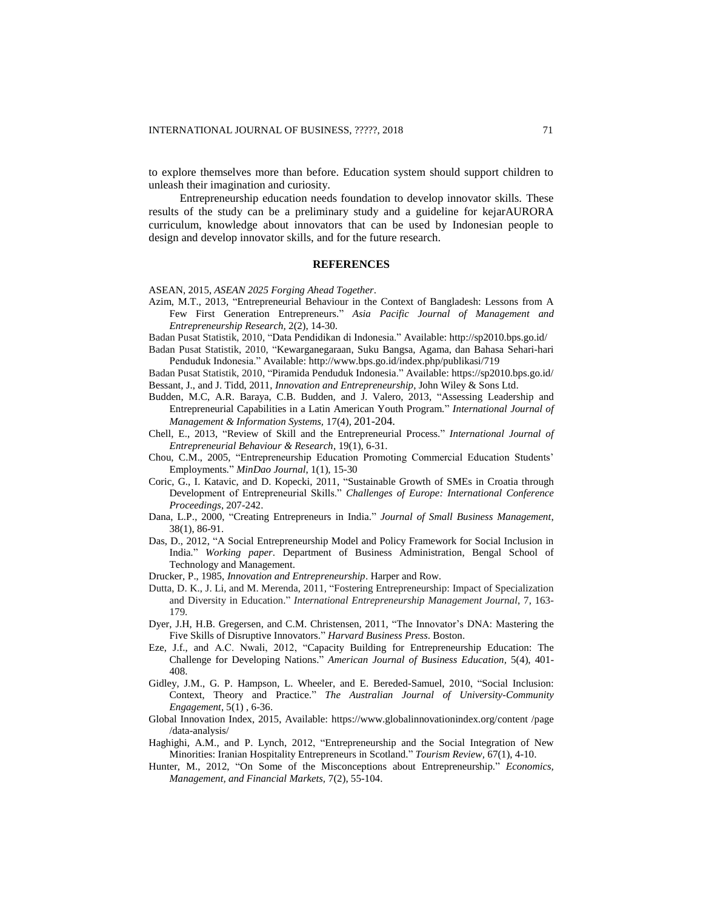to explore themselves more than before. Education system should support children to unleash their imagination and curiosity.

Entrepreneurship education needs foundation to develop innovator skills. These results of the study can be a preliminary study and a guideline for kejarAURORA curriculum, knowledge about innovators that can be used by Indonesian people to design and develop innovator skills, and for the future research.

## REFERENCES

ASEAN, 2015, *ASEAN 2025 Forging Ahead Together*.

Azim, M.T., 2013, "Entrepreneurial Behaviour in the Context of Bangladesh: Lessons from A Few First Generation Entrepreneurs." *Asia Pacific Journal of Management and Entrepreneurship Research,* 2(2), 14-30.

Badan Pusat Statistik, 2010, "Data Pendidikan di Indonesia." Available: http://sp2010.bps.go.id/

Badan Pusat Statistik, 2010, "Kewarganegaraan, Suku Bangsa, Agama, dan Bahasa Sehari-hari Penduduk Indonesia." Available: http://www.bps.go.id/index.php/publikasi/719

Badan Pusat Statistik, 2010, "Piramida Penduduk Indonesia." Available: https://sp2010.bps.go.id/

Bessant, J., and J. Tidd, 2011, *Innovation and Entrepreneurship*, John Wiley & Sons Ltd.

Budden, M.C, A.R. Baraya, C.B. Budden, and J. Valero, 2013, "Assessing Leadership and Entrepreneurial Capabilities in a Latin American Youth Program." *International Journal of Management & Information Systems,* 17(4), 201-204.

Chell, E., 2013, "Review of Skill and the Entrepreneurial Process." *International Journal of Entrepreneurial Behaviour & Research*, 19(1), 6-31.

Chou, C.M., 2005, "Entrepreneurship Education Promoting Commercial Education Students' Employments." *MinDao Journal,* 1(1), 15-30

Coric, G., I. Katavic, and D. Kopecki, 2011, "Sustainable Growth of SMEs in Croatia through Development of Entrepreneurial Skills." *Challenges of Europe: International Conference Proceedings*, 207-242.

Dana, L.P., 2000, "Creating Entrepreneurs in India." *Journal of Small Business Management*, 38(1), 86-91.

Das, D., 2012, "A Social Entrepreneurship Model and Policy Framework for Social Inclusion in India." *Working paper*. Department of Business Administration, Bengal School of Technology and Management.

Drucker, P., 1985, *Innovation and Entrepreneurship*. Harper and Row.

Dutta, D. K., J. Li, and M. Merenda, 2011, "Fostering Entrepreneurship: Impact of Specialization and Diversity in Education." *International Entrepreneurship Management Journal*, 7, 163-179.

Dyer, J.H, H.B. Gregersen, and C.M. Christensen, 2011, "The Innovator's DNA: Mastering the Five Skills of Disruptive Innovators." *Harvard Business Press*. Boston.

Eze, J.f., and A.C. Nwali, 2012, "Capacity Building for Entrepreneurship Education: The Challenge for Developing Nations." *American Journal of Business Education*, 5(4), 401-408.

Gidley, J.M., G. P. Hampson, L. Wheeler, and E. Bereded-Samuel, 2010, "Social Inclusion: Context, Theory and Practice." *The Australian Journal of University-Community Engagement*, 5(1) , 6-36.

Global Innovation Index, 2015, Available: https://www.globalinnovationindex.org/content /page /data-analysis/

Haghighi, A.M., and P. Lynch, 2012, "Entrepreneurship and the Social Integration of New Minorities: Iranian Hospitality Entrepreneurs in Scotland." *Tourism Review,* 67(1), 4-10.

Hunter, M., 2012, "On Some of the Misconceptions about Entrepreneurship." *Economics, Management, and Financial Markets,* 7(2), 55-104.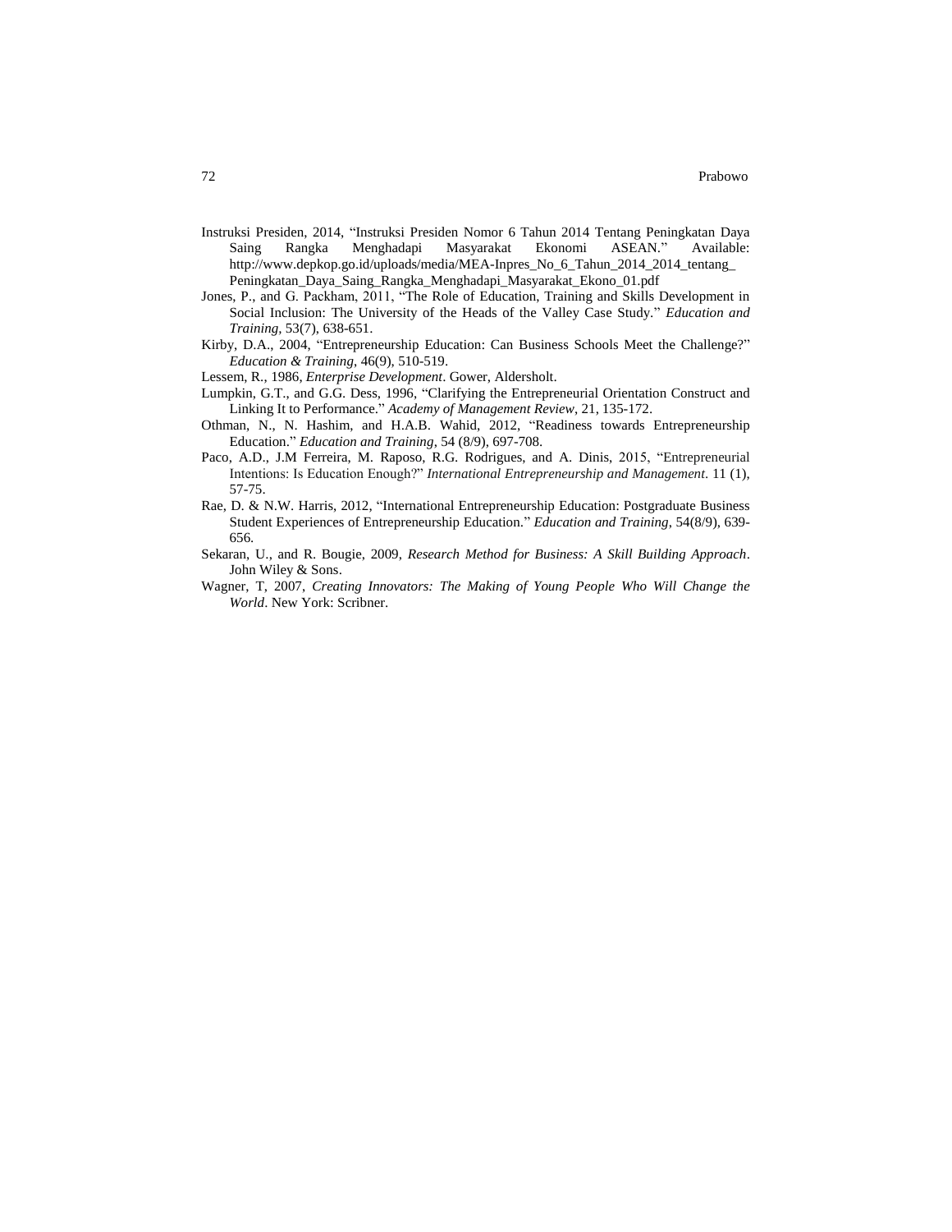Instruksi Presiden, 2014, "Instruksi Presiden Nomor 6 Tahun 2014 Tentang Peningkatan Daya Saing Rangka Menghadapi Masyarakat Ekonomi ASEAN." Available: http://www.depkop.go.id/uploads/media/MEA-Inpres_No_6_Tahun_2014_2014_tentang_Peningkatan_Daya_Saing_Rangka_Menghadapi_Masyarakat_Ekono_01.pdf

Jones, P., and G. Packham, 2011, "The Role of Education, Training and Skills Development in Social Inclusion: The University of the Heads of the Valley Case Study." *Education and Training*, 53(7), 638-651.

Kirby, D.A., 2004, "Entrepreneurship Education: Can Business Schools Meet the Challenge?" *Education & Training*, 46(9), 510-519.

Lessem, R., 1986, *Enterprise Development*. Gower, Aldersholt.

Lumpkin, G.T., and G.G. Dess, 1996, "Clarifying the Entrepreneurial Orientation Construct and Linking It to Performance." *Academy of Management Review*, 21, 135-172.

Othman, N., N. Hashim, and H.A.B. Wahid, 2012, "Readiness towards Entrepreneurship Education." *Education and Training*, 54 (8/9), 697-708.

Paco, A.D., J.M Ferreira, M. Raposo, R.G. Rodrigues, and A. Dinis, 2015, "Entrepreneurial Intentions: Is Education Enough?" *International Entrepreneurship and Management*. 11 (1), 57-75.

Rae, D. & N.W. Harris, 2012, "International Entrepreneurship Education: Postgraduate Business Student Experiences of Entrepreneurship Education." *Education and Training*, 54(8/9), 639-656.

Sekaran, U., and R. Bougie, 2009, *Research Method for Business: A Skill Building Approach*. John Wiley & Sons.

Wagner, T, 2007, *Creating Innovators: The Making of Young People Who Will Change the World*. New York: Scribner.